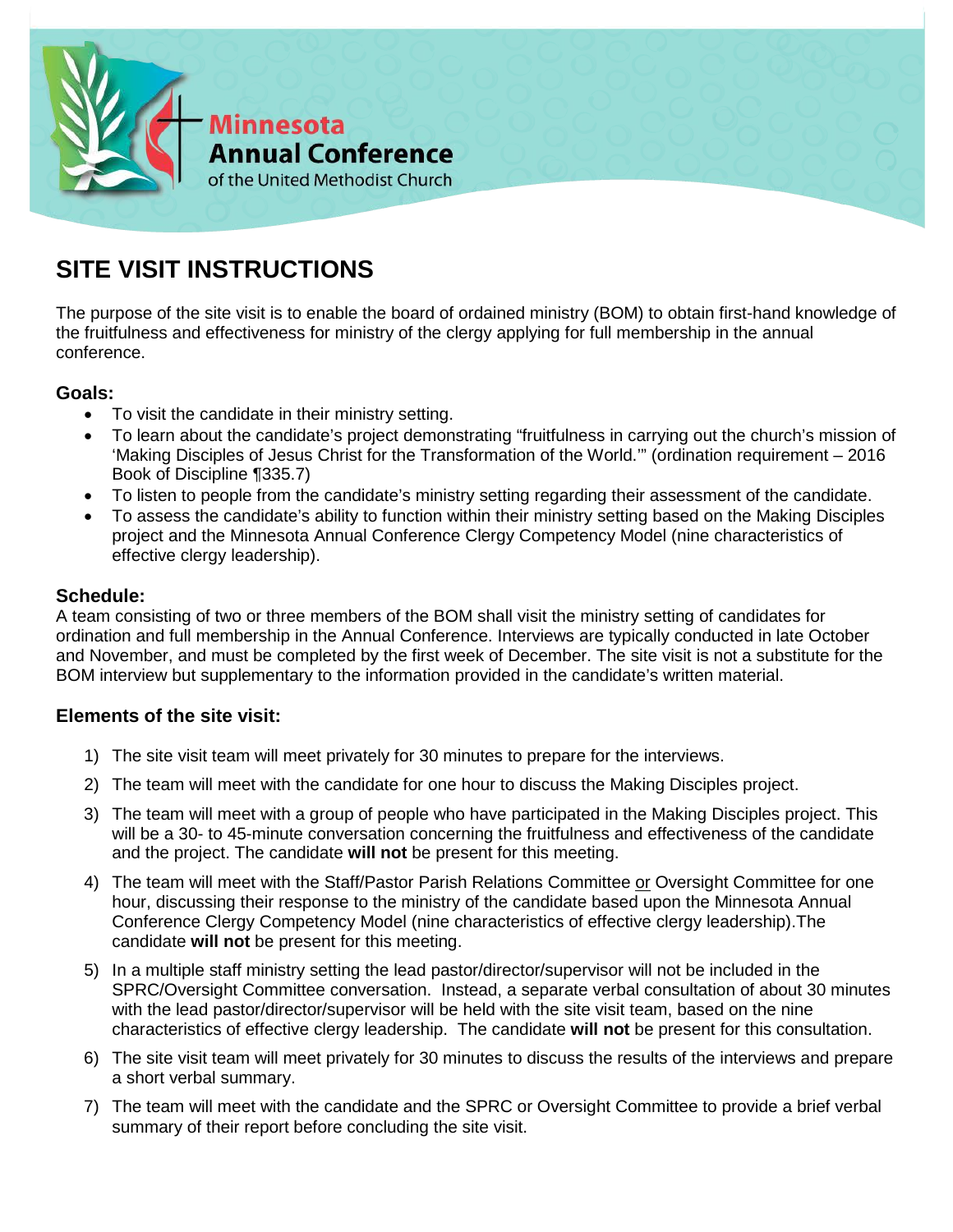Minnesota
Annual Conference
of the United Methodist Church

# SITE VISIT INSTRUCTIONS

The purpose of the site visit is to enable the board of ordained ministry (BOM) to obtain first-hand knowledge of the fruitfulness and effectiveness for ministry of the clergy applying for full membership in the annual conference.

### Goals:

- To visit the candidate in their ministry setting.
- To learn about the candidate's project demonstrating "fruitfulness in carrying out the church's mission of 'Making Disciples of Jesus Christ for the Transformation of the World.'" (ordination requirement – 2016 Book of Discipline ¶335.7)
- To listen to people from the candidate's ministry setting regarding their assessment of the candidate.
- To assess the candidate's ability to function within their ministry setting based on the Making Disciples project and the Minnesota Annual Conference Clergy Competency Model (nine characteristics of effective clergy leadership).

### Schedule:

A team consisting of two or three members of the BOM shall visit the ministry setting of candidates for ordination and full membership in the Annual Conference. Interviews are typically conducted in late October and November, and must be completed by the first week of December. The site visit is not a substitute for the BOM interview but supplementary to the information provided in the candidate's written material.

### Elements of the site visit:

1) The site visit team will meet privately for 30 minutes to prepare for the interviews.
2) The team will meet with the candidate for one hour to discuss the Making Disciples project.
3) The team will meet with a group of people who have participated in the Making Disciples project. This will be a 30- to 45-minute conversation concerning the fruitfulness and effectiveness of the candidate and the project. The candidate **will not** be present for this meeting.
4) The team will meet with the Staff/Pastor Parish Relations Committee or Oversight Committee for one hour, discussing their response to the ministry of the candidate based upon the Minnesota Annual Conference Clergy Competency Model (nine characteristics of effective clergy leadership).The candidate **will not** be present for this meeting.
5) In a multiple staff ministry setting the lead pastor/director/supervisor will not be included in the SPRC/Oversight Committee conversation. Instead, a separate verbal consultation of about 30 minutes with the lead pastor/director/supervisor will be held with the site visit team, based on the nine characteristics of effective clergy leadership. The candidate **will not** be present for this consultation.
6) The site visit team will meet privately for 30 minutes to discuss the results of the interviews and prepare a short verbal summary.
7) The team will meet with the candidate and the SPRC or Oversight Committee to provide a brief verbal summary of their report before concluding the site visit.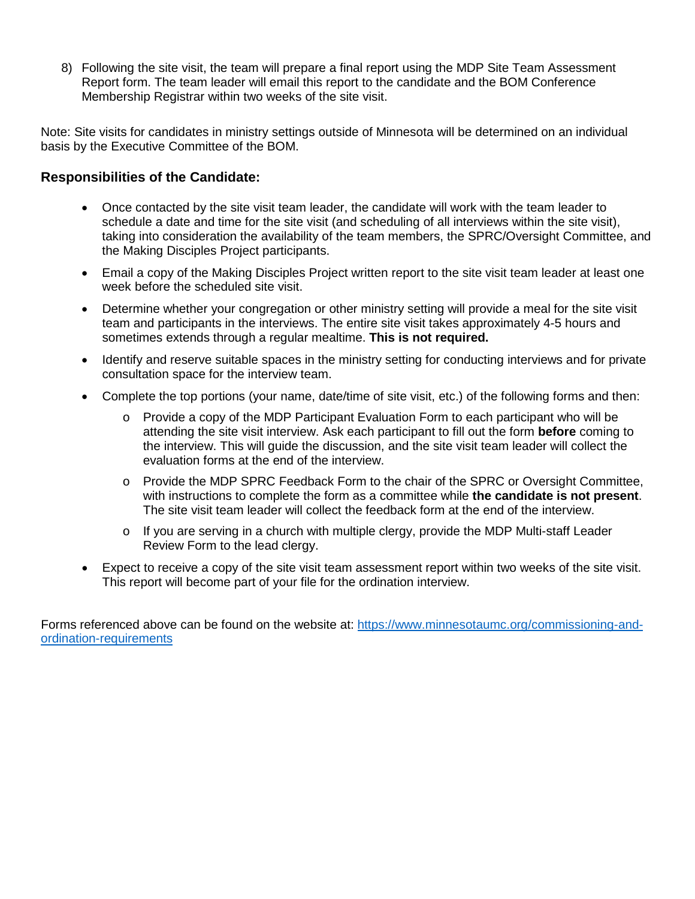8) Following the site visit, the team will prepare a final report using the MDP Site Team Assessment Report form. The team leader will email this report to the candidate and the BOM Conference Membership Registrar within two weeks of the site visit.

Note: Site visits for candidates in ministry settings outside of Minnesota will be determined on an individual basis by the Executive Committee of the BOM.

### Responsibilities of the Candidate:

- Once contacted by the site visit team leader, the candidate will work with the team leader to schedule a date and time for the site visit (and scheduling of all interviews within the site visit), taking into consideration the availability of the team members, the SPRC/Oversight Committee, and the Making Disciples Project participants.
- Email a copy of the Making Disciples Project written report to the site visit team leader at least one week before the scheduled site visit.
- Determine whether your congregation or other ministry setting will provide a meal for the site visit team and participants in the interviews. The entire site visit takes approximately 4-5 hours and sometimes extends through a regular mealtime. **This is not required.**
- Identify and reserve suitable spaces in the ministry setting for conducting interviews and for private consultation space for the interview team.
- Complete the top portions (your name, date/time of site visit, etc.) of the following forms and then:
  - Provide a copy of the MDP Participant Evaluation Form to each participant who will be attending the site visit interview. Ask each participant to fill out the form **before** coming to the interview. This will guide the discussion, and the site visit team leader will collect the evaluation forms at the end of the interview.
  - Provide the MDP SPRC Feedback Form to the chair of the SPRC or Oversight Committee, with instructions to complete the form as a committee while **the candidate is not present**. The site visit team leader will collect the feedback form at the end of the interview.
  - If you are serving in a church with multiple clergy, provide the MDP Multi-staff Leader Review Form to the lead clergy.
- Expect to receive a copy of the site visit team assessment report within two weeks of the site visit. This report will become part of your file for the ordination interview.

Forms referenced above can be found on the website at: [https://www.minnesotaumc.org/commissioning-and-ordination-requirements](https://www.minnesotaumc.org/commissioning-and-ordination-requirements)